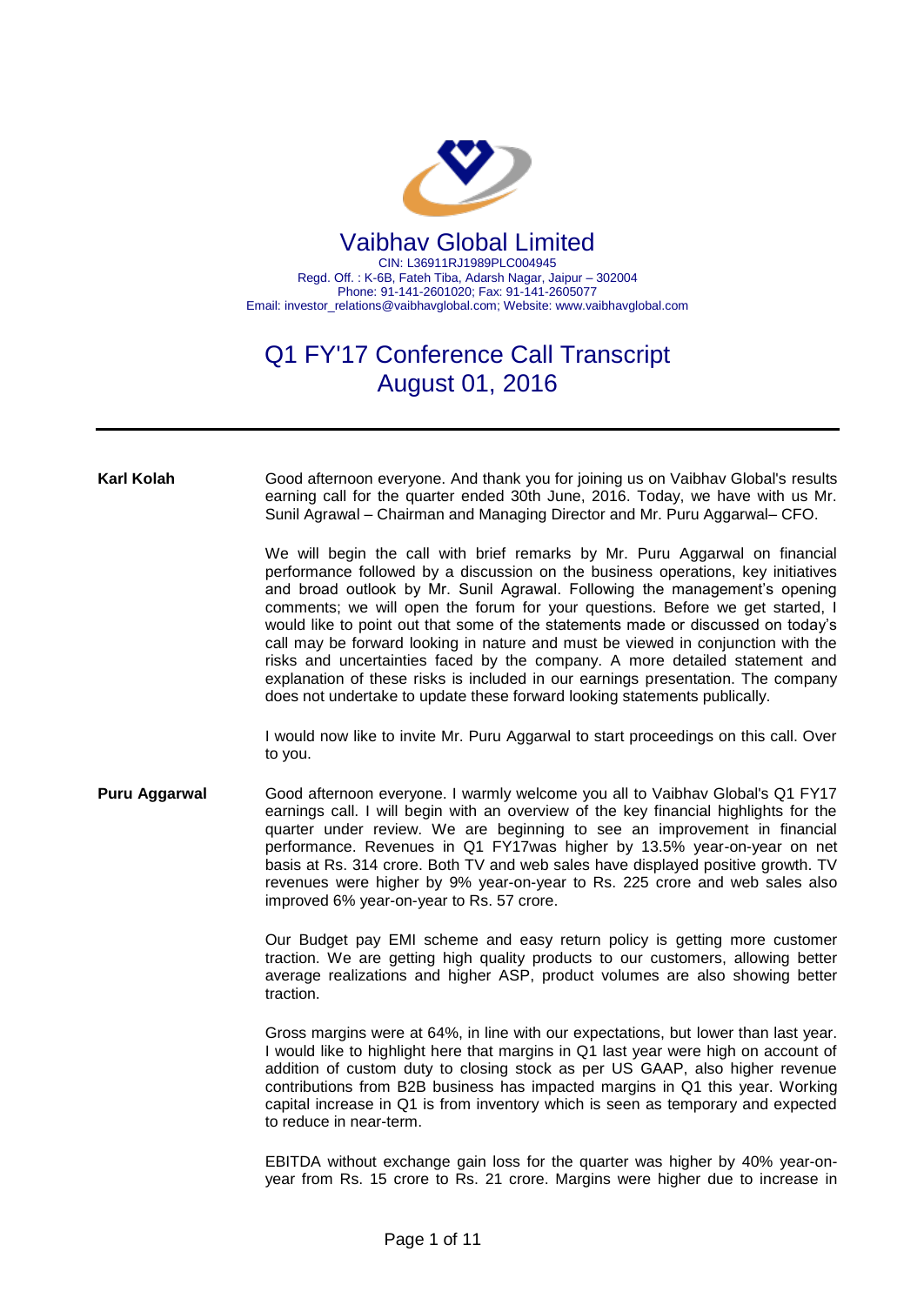# Vaibhav Global Limited

CIN: L36911RJ1989PLC004945
Regd. Off. : K-6B, Fateh Tiba, Adarsh Nagar, Jaipur – 302004
Phone: 91-141-2601020; Fax: 91-141-2605077
Email: investor_relations@vaibhavglobal.com; Website: www.vaibhavglobal.com

## Q1 FY'17 Conference Call Transcript
## August 01, 2016

---

**Karl Kolah**

Good afternoon everyone. And thank you for joining us on Vaibhav Global's results earning call for the quarter ended 30th June, 2016. Today, we have with us Mr. Sunil Agrawal – Chairman and Managing Director and Mr. Puru Aggarwal– CFO.

We will begin the call with brief remarks by Mr. Puru Aggarwal on financial performance followed by a discussion on the business operations, key initiatives and broad outlook by Mr. Sunil Agrawal. Following the management's opening comments; we will open the forum for your questions. Before we get started, I would like to point out that some of the statements made or discussed on today's call may be forward looking in nature and must be viewed in conjunction with the risks and uncertainties faced by the company. A more detailed statement and explanation of these risks is included in our earnings presentation. The company does not undertake to update these forward looking statements publically.

I would now like to invite Mr. Puru Aggarwal to start proceedings on this call. Over to you.

**Puru Aggarwal**

Good afternoon everyone. I warmly welcome you all to Vaibhav Global's Q1 FY17 earnings call. I will begin with an overview of the key financial highlights for the quarter under review. We are beginning to see an improvement in financial performance. Revenues in Q1 FY17was higher by 13.5% year-on-year on net basis at Rs. 314 crore. Both TV and web sales have displayed positive growth. TV revenues were higher by 9% year-on-year to Rs. 225 crore and web sales also improved 6% year-on-year to Rs. 57 crore.

Our Budget pay EMI scheme and easy return policy is getting more customer traction. We are getting high quality products to our customers, allowing better average realizations and higher ASP, product volumes are also showing better traction.

Gross margins were at 64%, in line with our expectations, but lower than last year. I would like to highlight here that margins in Q1 last year were high on account of addition of custom duty to closing stock as per US GAAP, also higher revenue contributions from B2B business has impacted margins in Q1 this year. Working capital increase in Q1 is from inventory which is seen as temporary and expected to reduce in near-term.

EBITDA without exchange gain loss for the quarter was higher by 40% year-on-year from Rs. 15 crore to Rs. 21 crore. Margins were higher due to increase in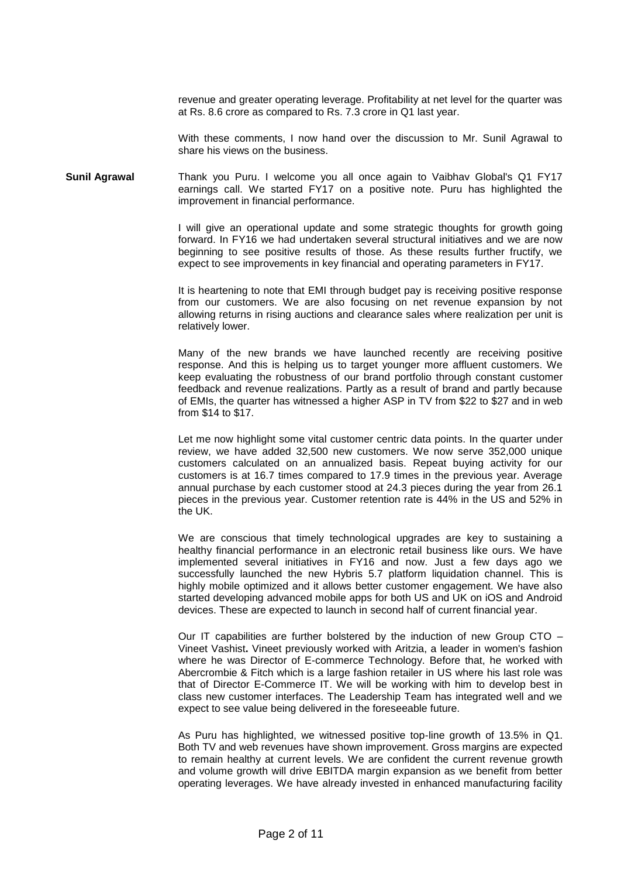revenue and greater operating leverage. Profitability at net level for the quarter was at Rs. 8.6 crore as compared to Rs. 7.3 crore in Q1 last year.

With these comments, I now hand over the discussion to Mr. Sunil Agrawal to share his views on the business.

**Sunil Agrawal** Thank you Puru. I welcome you all once again to Vaibhav Global's Q1 FY17 earnings call. We started FY17 on a positive note. Puru has highlighted the improvement in financial performance.

I will give an operational update and some strategic thoughts for growth going forward. In FY16 we had undertaken several structural initiatives and we are now beginning to see positive results of those. As these results further fructify, we expect to see improvements in key financial and operating parameters in FY17.

It is heartening to note that EMI through budget pay is receiving positive response from our customers. We are also focusing on net revenue expansion by not allowing returns in rising auctions and clearance sales where realization per unit is relatively lower.

Many of the new brands we have launched recently are receiving positive response. And this is helping us to target younger more affluent customers. We keep evaluating the robustness of our brand portfolio through constant customer feedback and revenue realizations. Partly as a result of brand and partly because of EMIs, the quarter has witnessed a higher ASP in TV from $22 to $27 and in web from $14 to $17.

Let me now highlight some vital customer centric data points. In the quarter under review, we have added 32,500 new customers. We now serve 352,000 unique customers calculated on an annualized basis. Repeat buying activity for our customers is at 16.7 times compared to 17.9 times in the previous year. Average annual purchase by each customer stood at 24.3 pieces during the year from 26.1 pieces in the previous year. Customer retention rate is 44% in the US and 52% in the UK.

We are conscious that timely technological upgrades are key to sustaining a healthy financial performance in an electronic retail business like ours. We have implemented several initiatives in FY16 and now. Just a few days ago we successfully launched the new Hybris 5.7 platform liquidation channel. This is highly mobile optimized and it allows better customer engagement. We have also started developing advanced mobile apps for both US and UK on iOS and Android devices. These are expected to launch in second half of current financial year.

Our IT capabilities are further bolstered by the induction of new Group CTO – Vineet Vashist**.** Vineet previously worked with Aritzia, a leader in women's fashion where he was Director of E-commerce Technology. Before that, he worked with Abercrombie & Fitch which is a large fashion retailer in US where his last role was that of Director E-Commerce IT. We will be working with him to develop best in class new customer interfaces. The Leadership Team has integrated well and we expect to see value being delivered in the foreseeable future.

As Puru has highlighted, we witnessed positive top-line growth of 13.5% in Q1. Both TV and web revenues have shown improvement. Gross margins are expected to remain healthy at current levels. We are confident the current revenue growth and volume growth will drive EBITDA margin expansion as we benefit from better operating leverages. We have already invested in enhanced manufacturing facility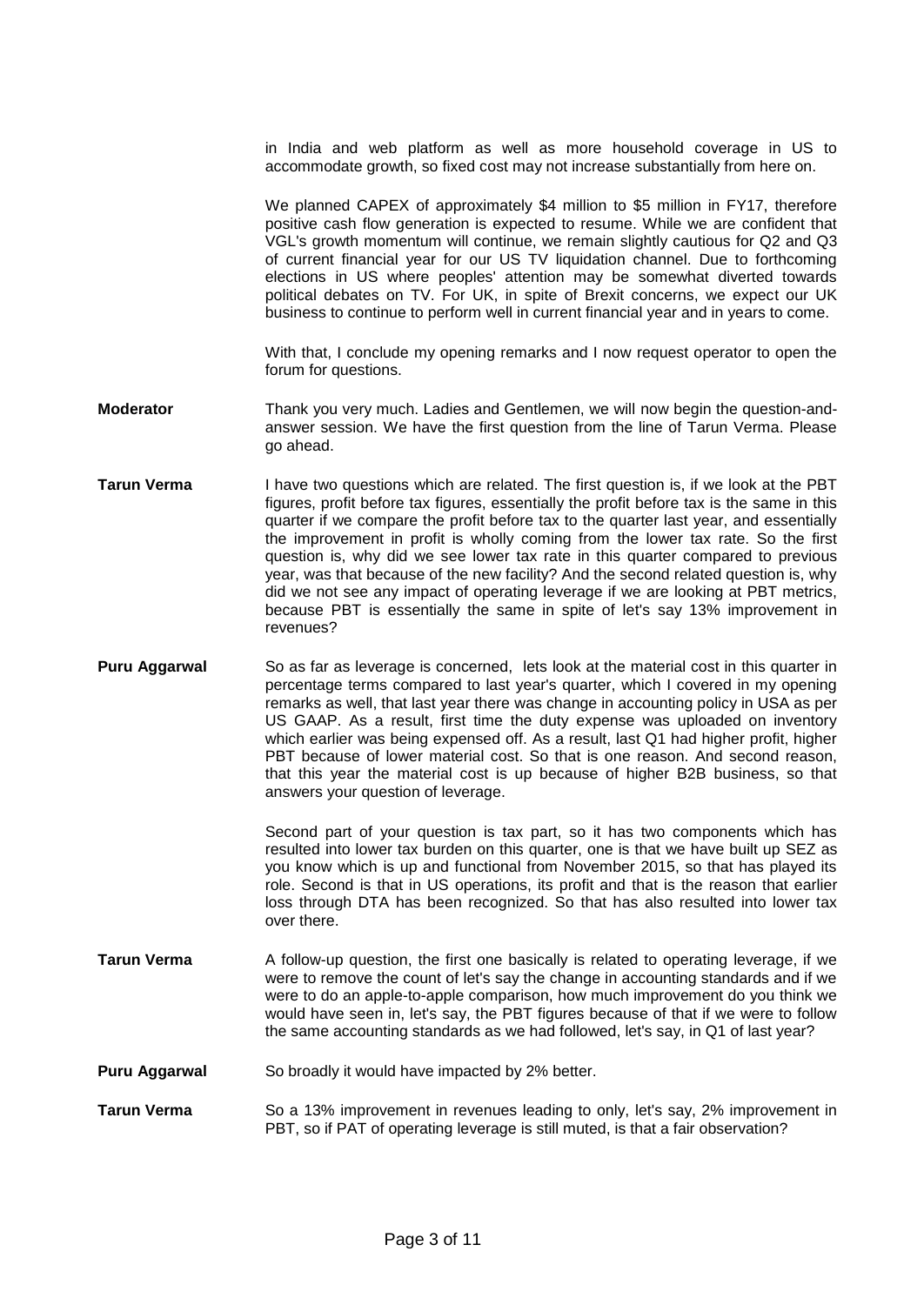in India and web platform as well as more household coverage in US to accommodate growth, so fixed cost may not increase substantially from here on.

We planned CAPEX of approximately $4 million to $5 million in FY17, therefore positive cash flow generation is expected to resume. While we are confident that VGL's growth momentum will continue, we remain slightly cautious for Q2 and Q3 of current financial year for our US TV liquidation channel. Due to forthcoming elections in US where peoples' attention may be somewhat diverted towards political debates on TV. For UK, in spite of Brexit concerns, we expect our UK business to continue to perform well in current financial year and in years to come.

With that, I conclude my opening remarks and I now request operator to open the forum for questions.

**Moderator** Thank you very much. Ladies and Gentlemen, we will now begin the question-and-answer session. We have the first question from the line of Tarun Verma. Please go ahead.

**Tarun Verma** I have two questions which are related. The first question is, if we look at the PBT figures, profit before tax figures, essentially the profit before tax is the same in this quarter if we compare the profit before tax to the quarter last year, and essentially the improvement in profit is wholly coming from the lower tax rate. So the first question is, why did we see lower tax rate in this quarter compared to previous year, was that because of the new facility? And the second related question is, why did we not see any impact of operating leverage if we are looking at PBT metrics, because PBT is essentially the same in spite of let's say 13% improvement in revenues?

**Puru Aggarwal** So as far as leverage is concerned, lets look at the material cost in this quarter in percentage terms compared to last year's quarter, which I covered in my opening remarks as well, that last year there was change in accounting policy in USA as per US GAAP. As a result, first time the duty expense was uploaded on inventory which earlier was being expensed off. As a result, last Q1 had higher profit, higher PBT because of lower material cost. So that is one reason. And second reason, that this year the material cost is up because of higher B2B business, so that answers your question of leverage.

Second part of your question is tax part, so it has two components which has resulted into lower tax burden on this quarter, one is that we have built up SEZ as you know which is up and functional from November 2015, so that has played its role. Second is that in US operations, its profit and that is the reason that earlier loss through DTA has been recognized. So that has also resulted into lower tax over there.

**Tarun Verma** A follow-up question, the first one basically is related to operating leverage, if we were to remove the count of let's say the change in accounting standards and if we were to do an apple-to-apple comparison, how much improvement do you think we would have seen in, let's say, the PBT figures because of that if we were to follow the same accounting standards as we had followed, let's say, in Q1 of last year?

**Puru Aggarwal** So broadly it would have impacted by 2% better.

**Tarun Verma** So a 13% improvement in revenues leading to only, let's say, 2% improvement in PBT, so if PAT of operating leverage is still muted, is that a fair observation?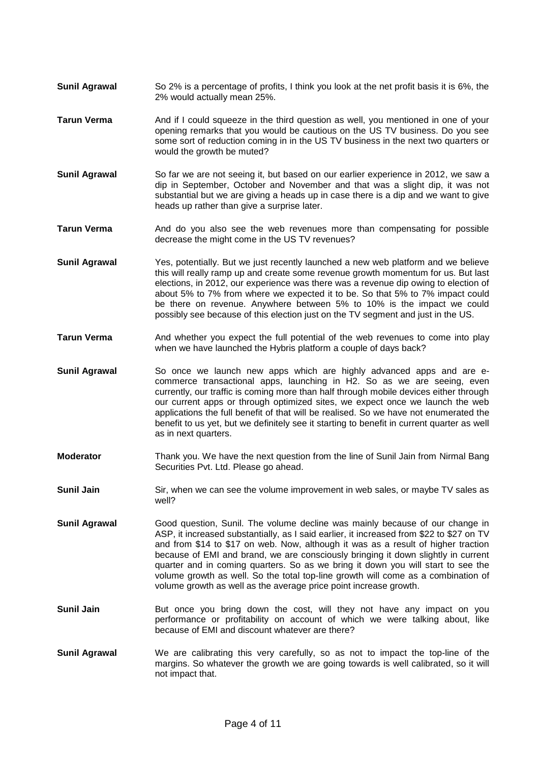**Sunil Agrawal** So 2% is a percentage of profits, I think you look at the net profit basis it is 6%, the 2% would actually mean 25%.

**Tarun Verma** And if I could squeeze in the third question as well, you mentioned in one of your opening remarks that you would be cautious on the US TV business. Do you see some sort of reduction coming in in the US TV business in the next two quarters or would the growth be muted?

**Sunil Agrawal** So far we are not seeing it, but based on our earlier experience in 2012, we saw a dip in September, October and November and that was a slight dip, it was not substantial but we are giving a heads up in case there is a dip and we want to give heads up rather than give a surprise later.

**Tarun Verma** And do you also see the web revenues more than compensating for possible decrease the might come in the US TV revenues?

**Sunil Agrawal** Yes, potentially. But we just recently launched a new web platform and we believe this will really ramp up and create some revenue growth momentum for us. But last elections, in 2012, our experience was there was a revenue dip owing to election of about 5% to 7% from where we expected it to be. So that 5% to 7% impact could be there on revenue. Anywhere between 5% to 10% is the impact we could possibly see because of this election just on the TV segment and just in the US.

**Tarun Verma** And whether you expect the full potential of the web revenues to come into play when we have launched the Hybris platform a couple of days back?

**Sunil Agrawal** So once we launch new apps which are highly advanced apps and are e-commerce transactional apps, launching in H2. So as we are seeing, even currently, our traffic is coming more than half through mobile devices either through our current apps or through optimized sites, we expect once we launch the web applications the full benefit of that will be realised. So we have not enumerated the benefit to us yet, but we definitely see it starting to benefit in current quarter as well as in next quarters.

**Moderator** Thank you. We have the next question from the line of Sunil Jain from Nirmal Bang Securities Pvt. Ltd. Please go ahead.

**Sunil Jain** Sir, when we can see the volume improvement in web sales, or maybe TV sales as well?

**Sunil Agrawal** Good question, Sunil. The volume decline was mainly because of our change in ASP, it increased substantially, as I said earlier, it increased from \$22 to \$27 on TV and from \$14 to \$17 on web. Now, although it was as a result of higher traction because of EMI and brand, we are consciously bringing it down slightly in current quarter and in coming quarters. So as we bring it down you will start to see the volume growth as well. So the total top-line growth will come as a combination of volume growth as well as the average price point increase growth.

**Sunil Jain** But once you bring down the cost, will they not have any impact on you performance or profitability on account of which we were talking about, like because of EMI and discount whatever are there?

**Sunil Agrawal** We are calibrating this very carefully, so as not to impact the top-line of the margins. So whatever the growth we are going towards is well calibrated, so it will not impact that.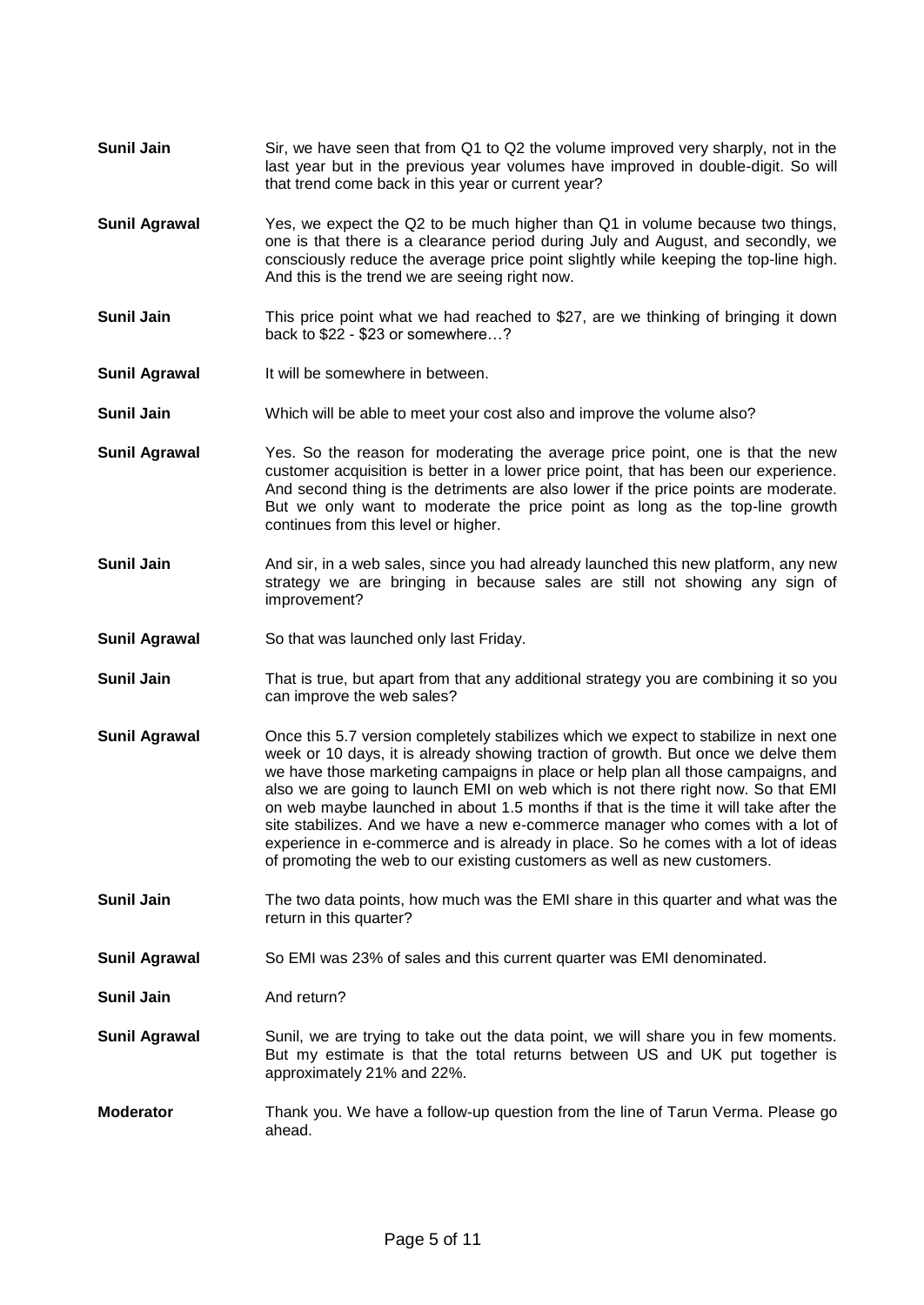**Sunil Jain** Sir, we have seen that from Q1 to Q2 the volume improved very sharply, not in the last year but in the previous year volumes have improved in double-digit. So will that trend come back in this year or current year?

**Sunil Agrawal** Yes, we expect the Q2 to be much higher than Q1 in volume because two things, one is that there is a clearance period during July and August, and secondly, we consciously reduce the average price point slightly while keeping the top-line high. And this is the trend we are seeing right now.

**Sunil Jain** This price point what we had reached to $27, are we thinking of bringing it down back to $22 - $23 or somewhere…?

**Sunil Agrawal** It will be somewhere in between.

**Sunil Jain** Which will be able to meet your cost also and improve the volume also?

**Sunil Agrawal** Yes. So the reason for moderating the average price point, one is that the new customer acquisition is better in a lower price point, that has been our experience. And second thing is the detriments are also lower if the price points are moderate. But we only want to moderate the price point as long as the top-line growth continues from this level or higher.

**Sunil Jain** And sir, in a web sales, since you had already launched this new platform, any new strategy we are bringing in because sales are still not showing any sign of improvement?

**Sunil Agrawal** So that was launched only last Friday.

**Sunil Jain** That is true, but apart from that any additional strategy you are combining it so you can improve the web sales?

**Sunil Agrawal** Once this 5.7 version completely stabilizes which we expect to stabilize in next one week or 10 days, it is already showing traction of growth. But once we delve them we have those marketing campaigns in place or help plan all those campaigns, and also we are going to launch EMI on web which is not there right now. So that EMI on web maybe launched in about 1.5 months if that is the time it will take after the site stabilizes. And we have a new e-commerce manager who comes with a lot of experience in e-commerce and is already in place. So he comes with a lot of ideas of promoting the web to our existing customers as well as new customers.

**Sunil Jain** The two data points, how much was the EMI share in this quarter and what was the return in this quarter?

**Sunil Agrawal** So EMI was 23% of sales and this current quarter was EMI denominated.

**Sunil Jain** And return?

**Sunil Agrawal** Sunil, we are trying to take out the data point, we will share you in few moments. But my estimate is that the total returns between US and UK put together is approximately 21% and 22%.

**Moderator** Thank you. We have a follow-up question from the line of Tarun Verma. Please go ahead.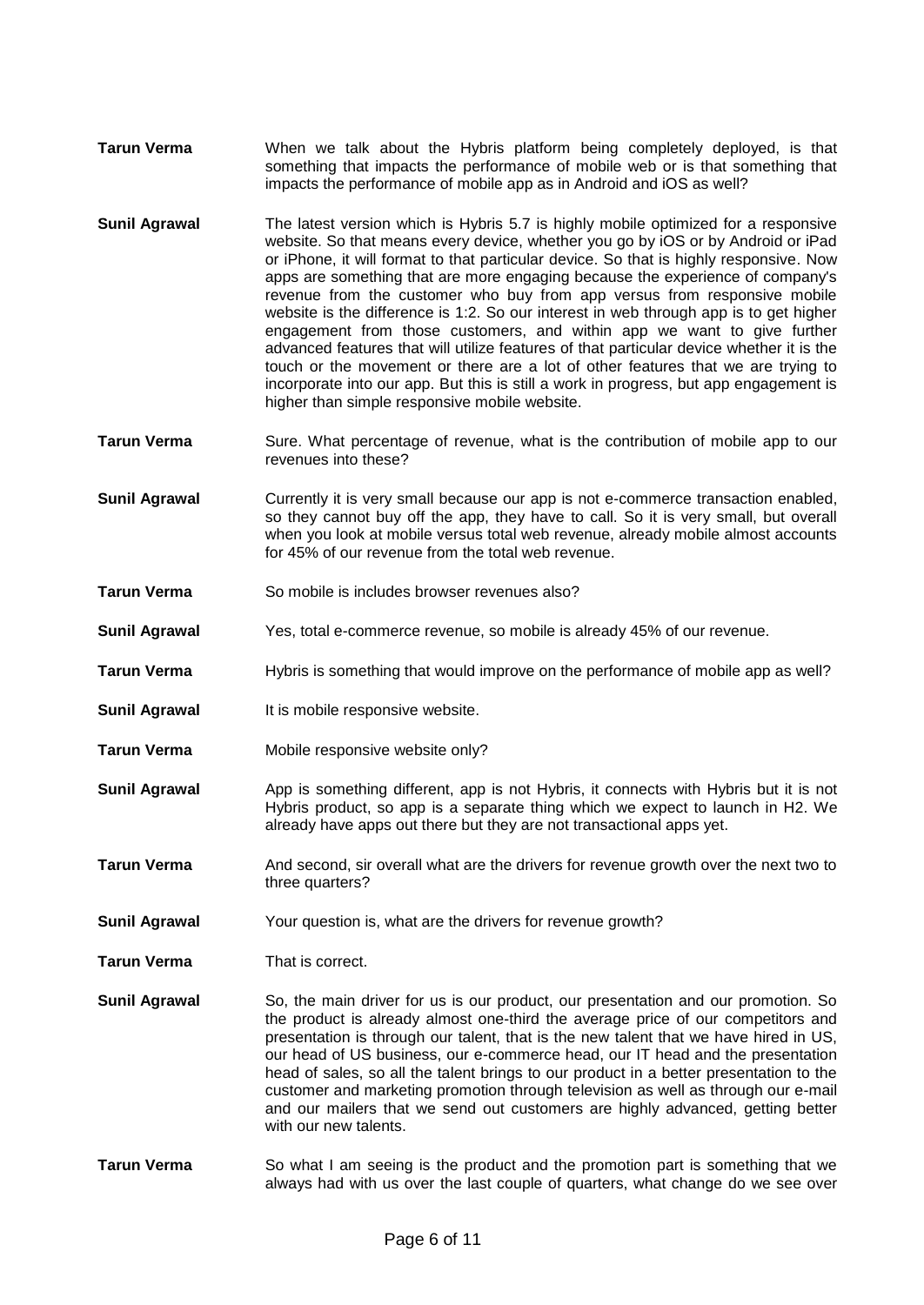**Tarun Verma** When we talk about the Hybris platform being completely deployed, is that something that impacts the performance of mobile web or is that something that impacts the performance of mobile app as in Android and iOS as well?

**Sunil Agrawal** The latest version which is Hybris 5.7 is highly mobile optimized for a responsive website. So that means every device, whether you go by iOS or by Android or iPad or iPhone, it will format to that particular device. So that is highly responsive. Now apps are something that are more engaging because the experience of company's revenue from the customer who buy from app versus from responsive mobile website is the difference is 1:2. So our interest in web through app is to get higher engagement from those customers, and within app we want to give further advanced features that will utilize features of that particular device whether it is the touch or the movement or there are a lot of other features that we are trying to incorporate into our app. But this is still a work in progress, but app engagement is higher than simple responsive mobile website.

**Tarun Verma** Sure. What percentage of revenue, what is the contribution of mobile app to our revenues into these?

**Sunil Agrawal** Currently it is very small because our app is not e-commerce transaction enabled, so they cannot buy off the app, they have to call. So it is very small, but overall when you look at mobile versus total web revenue, already mobile almost accounts for 45% of our revenue from the total web revenue.

**Tarun Verma** So mobile is includes browser revenues also?

**Sunil Agrawal** Yes, total e-commerce revenue, so mobile is already 45% of our revenue.

**Tarun Verma** Hybris is something that would improve on the performance of mobile app as well?

**Sunil Agrawal** It is mobile responsive website.

**Tarun Verma** Mobile responsive website only?

**Sunil Agrawal** App is something different, app is not Hybris, it connects with Hybris but it is not Hybris product, so app is a separate thing which we expect to launch in H2. We already have apps out there but they are not transactional apps yet.

**Tarun Verma** And second, sir overall what are the drivers for revenue growth over the next two to three quarters?

**Sunil Agrawal** Your question is, what are the drivers for revenue growth?

**Tarun Verma** That is correct.

**Sunil Agrawal** So, the main driver for us is our product, our presentation and our promotion. So the product is already almost one-third the average price of our competitors and presentation is through our talent, that is the new talent that we have hired in US, our head of US business, our e-commerce head, our IT head and the presentation head of sales, so all the talent brings to our product in a better presentation to the customer and marketing promotion through television as well as through our e-mail and our mailers that we send out customers are highly advanced, getting better with our new talents.

**Tarun Verma** So what I am seeing is the product and the promotion part is something that we always had with us over the last couple of quarters, what change do we see over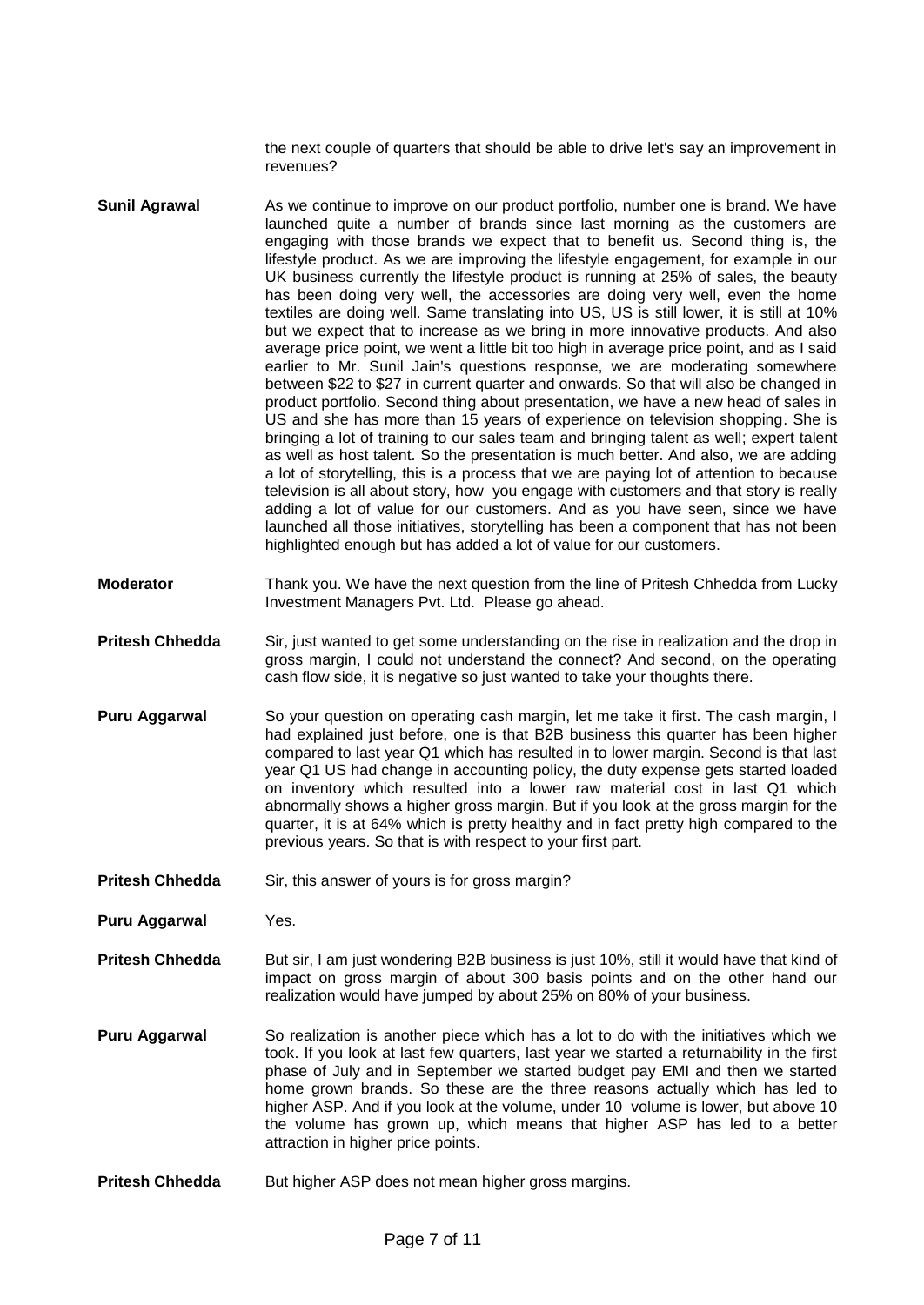the next couple of quarters that should be able to drive let's say an improvement in revenues?

**Sunil Agrawal** As we continue to improve on our product portfolio, number one is brand. We have launched quite a number of brands since last morning as the customers are engaging with those brands we expect that to benefit us. Second thing is, the lifestyle product. As we are improving the lifestyle engagement, for example in our UK business currently the lifestyle product is running at 25% of sales, the beauty has been doing very well, the accessories are doing very well, even the home textiles are doing well. Same translating into US, US is still lower, it is still at 10% but we expect that to increase as we bring in more innovative products. And also average price point, we went a little bit too high in average price point, and as I said earlier to Mr. Sunil Jain's questions response, we are moderating somewhere between $22 to $27 in current quarter and onwards. So that will also be changed in product portfolio. Second thing about presentation, we have a new head of sales in US and she has more than 15 years of experience on television shopping. She is bringing a lot of training to our sales team and bringing talent as well; expert talent as well as host talent. So the presentation is much better. And also, we are adding a lot of storytelling, this is a process that we are paying lot of attention to because television is all about story, how you engage with customers and that story is really adding a lot of value for our customers. And as you have seen, since we have launched all those initiatives, storytelling has been a component that has not been highlighted enough but has added a lot of value for our customers.

**Moderator** Thank you. We have the next question from the line of Pritesh Chhedda from Lucky Investment Managers Pvt. Ltd. Please go ahead.

**Pritesh Chhedda** Sir, just wanted to get some understanding on the rise in realization and the drop in gross margin, I could not understand the connect? And second, on the operating cash flow side, it is negative so just wanted to take your thoughts there.

**Puru Aggarwal** So your question on operating cash margin, let me take it first. The cash margin, I had explained just before, one is that B2B business this quarter has been higher compared to last year Q1 which has resulted in to lower margin. Second is that last year Q1 US had change in accounting policy, the duty expense gets started loaded on inventory which resulted into a lower raw material cost in last Q1 which abnormally shows a higher gross margin. But if you look at the gross margin for the quarter, it is at 64% which is pretty healthy and in fact pretty high compared to the previous years. So that is with respect to your first part.

**Pritesh Chhedda** Sir, this answer of yours is for gross margin?

**Puru Aggarwal** Yes.

**Pritesh Chhedda** But sir, I am just wondering B2B business is just 10%, still it would have that kind of impact on gross margin of about 300 basis points and on the other hand our realization would have jumped by about 25% on 80% of your business.

**Puru Aggarwal** So realization is another piece which has a lot to do with the initiatives which we took. If you look at last few quarters, last year we started a returnability in the first phase of July and in September we started budget pay EMI and then we started home grown brands. So these are the three reasons actually which has led to higher ASP. And if you look at the volume, under 10 volume is lower, but above 10 the volume has grown up, which means that higher ASP has led to a better attraction in higher price points.

**Pritesh Chhedda** But higher ASP does not mean higher gross margins.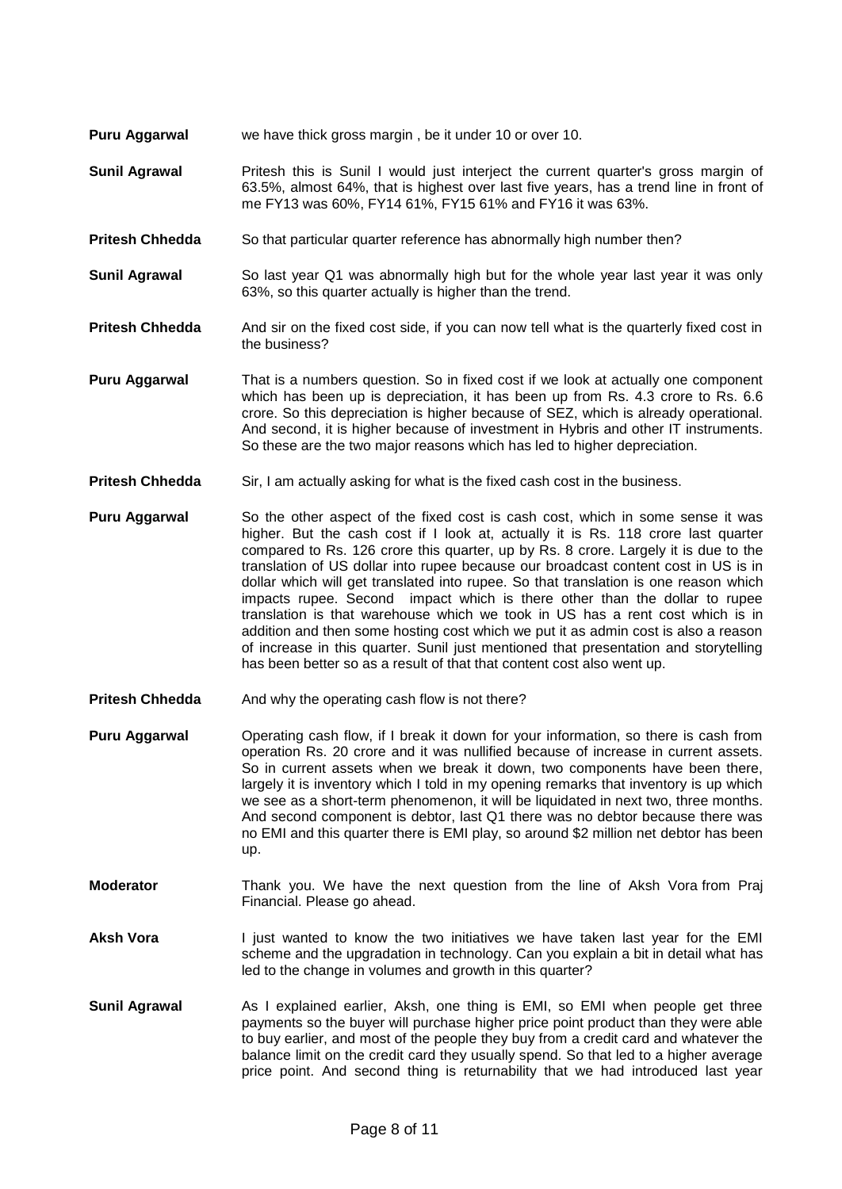**Puru Aggarwal** we have thick gross margin , be it under 10 or over 10.

**Sunil Agrawal** Pritesh this is Sunil I would just interject the current quarter's gross margin of 63.5%, almost 64%, that is highest over last five years, has a trend line in front of me FY13 was 60%, FY14 61%, FY15 61% and FY16 it was 63%.

**Pritesh Chhedda** So that particular quarter reference has abnormally high number then?

**Sunil Agrawal** So last year Q1 was abnormally high but for the whole year last year it was only 63%, so this quarter actually is higher than the trend.

**Pritesh Chhedda** And sir on the fixed cost side, if you can now tell what is the quarterly fixed cost in the business?

**Puru Aggarwal** That is a numbers question. So in fixed cost if we look at actually one component which has been up is depreciation, it has been up from Rs. 4.3 crore to Rs. 6.6 crore. So this depreciation is higher because of SEZ, which is already operational. And second, it is higher because of investment in Hybris and other IT instruments. So these are the two major reasons which has led to higher depreciation.

**Pritesh Chhedda** Sir, I am actually asking for what is the fixed cash cost in the business.

**Puru Aggarwal** So the other aspect of the fixed cost is cash cost, which in some sense it was higher. But the cash cost if I look at, actually it is Rs. 118 crore last quarter compared to Rs. 126 crore this quarter, up by Rs. 8 crore. Largely it is due to the translation of US dollar into rupee because our broadcast content cost in US is in dollar which will get translated into rupee. So that translation is one reason which impacts rupee. Second impact which is there other than the dollar to rupee translation is that warehouse which we took in US has a rent cost which is in addition and then some hosting cost which we put it as admin cost is also a reason of increase in this quarter. Sunil just mentioned that presentation and storytelling has been better so as a result of that that content cost also went up.

**Pritesh Chhedda** And why the operating cash flow is not there?

**Puru Aggarwal** Operating cash flow, if I break it down for your information, so there is cash from operation Rs. 20 crore and it was nullified because of increase in current assets. So in current assets when we break it down, two components have been there, largely it is inventory which I told in my opening remarks that inventory is up which we see as a short-term phenomenon, it will be liquidated in next two, three months. And second component is debtor, last Q1 there was no debtor because there was no EMI and this quarter there is EMI play, so around $2 million net debtor has been up.

**Moderator** Thank you. We have the next question from the line of Aksh Vora from Praj Financial. Please go ahead.

**Aksh Vora** I just wanted to know the two initiatives we have taken last year for the EMI scheme and the upgradation in technology. Can you explain a bit in detail what has led to the change in volumes and growth in this quarter?

**Sunil Agrawal** As I explained earlier, Aksh, one thing is EMI, so EMI when people get three payments so the buyer will purchase higher price point product than they were able to buy earlier, and most of the people they buy from a credit card and whatever the balance limit on the credit card they usually spend. So that led to a higher average price point. And second thing is returnability that we had introduced last year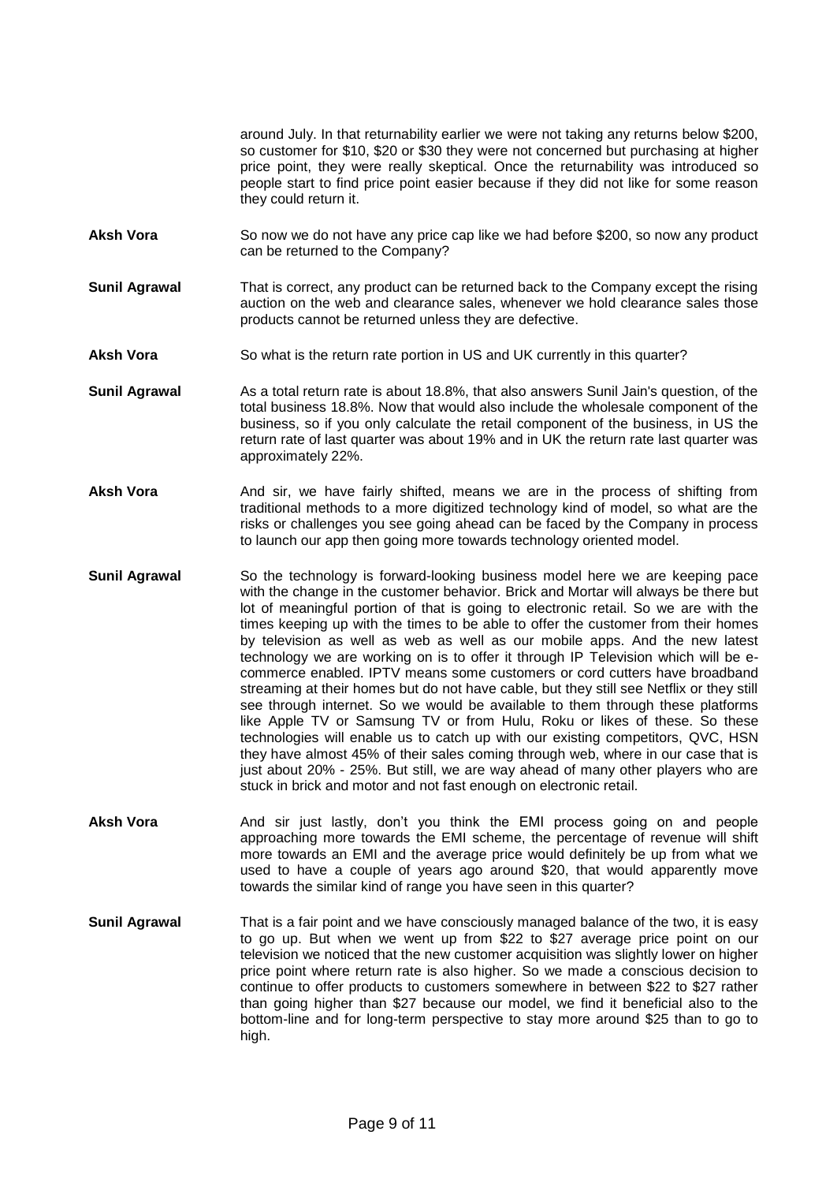around July. In that returnability earlier we were not taking any returns below $200, so customer for $10, $20 or $30 they were not concerned but purchasing at higher price point, they were really skeptical. Once the returnability was introduced so people start to find price point easier because if they did not like for some reason they could return it.

**Aksh Vora** So now we do not have any price cap like we had before $200, so now any product can be returned to the Company?

**Sunil Agrawal** That is correct, any product can be returned back to the Company except the rising auction on the web and clearance sales, whenever we hold clearance sales those products cannot be returned unless they are defective.

**Aksh Vora** So what is the return rate portion in US and UK currently in this quarter?

**Sunil Agrawal** As a total return rate is about 18.8%, that also answers Sunil Jain's question, of the total business 18.8%. Now that would also include the wholesale component of the business, so if you only calculate the retail component of the business, in US the return rate of last quarter was about 19% and in UK the return rate last quarter was approximately 22%.

**Aksh Vora** And sir, we have fairly shifted, means we are in the process of shifting from traditional methods to a more digitized technology kind of model, so what are the risks or challenges you see going ahead can be faced by the Company in process to launch our app then going more towards technology oriented model.

**Sunil Agrawal** So the technology is forward-looking business model here we are keeping pace with the change in the customer behavior. Brick and Mortar will always be there but lot of meaningful portion of that is going to electronic retail. So we are with the times keeping up with the times to be able to offer the customer from their homes by television as well as web as well as our mobile apps. And the new latest technology we are working on is to offer it through IP Television which will be e-commerce enabled. IPTV means some customers or cord cutters have broadband streaming at their homes but do not have cable, but they still see Netflix or they still see through internet. So we would be available to them through these platforms like Apple TV or Samsung TV or from Hulu, Roku or likes of these. So these technologies will enable us to catch up with our existing competitors, QVC, HSN they have almost 45% of their sales coming through web, where in our case that is just about 20% - 25%. But still, we are way ahead of many other players who are stuck in brick and motor and not fast enough on electronic retail.

**Aksh Vora** And sir just lastly, don't you think the EMI process going on and people approaching more towards the EMI scheme, the percentage of revenue will shift more towards an EMI and the average price would definitely be up from what we used to have a couple of years ago around $20, that would apparently move towards the similar kind of range you have seen in this quarter?

**Sunil Agrawal** That is a fair point and we have consciously managed balance of the two, it is easy to go up. But when we went up from $22 to $27 average price point on our television we noticed that the new customer acquisition was slightly lower on higher price point where return rate is also higher. So we made a conscious decision to continue to offer products to customers somewhere in between $22 to $27 rather than going higher than $27 because our model, we find it beneficial also to the bottom-line and for long-term perspective to stay more around $25 than to go to high.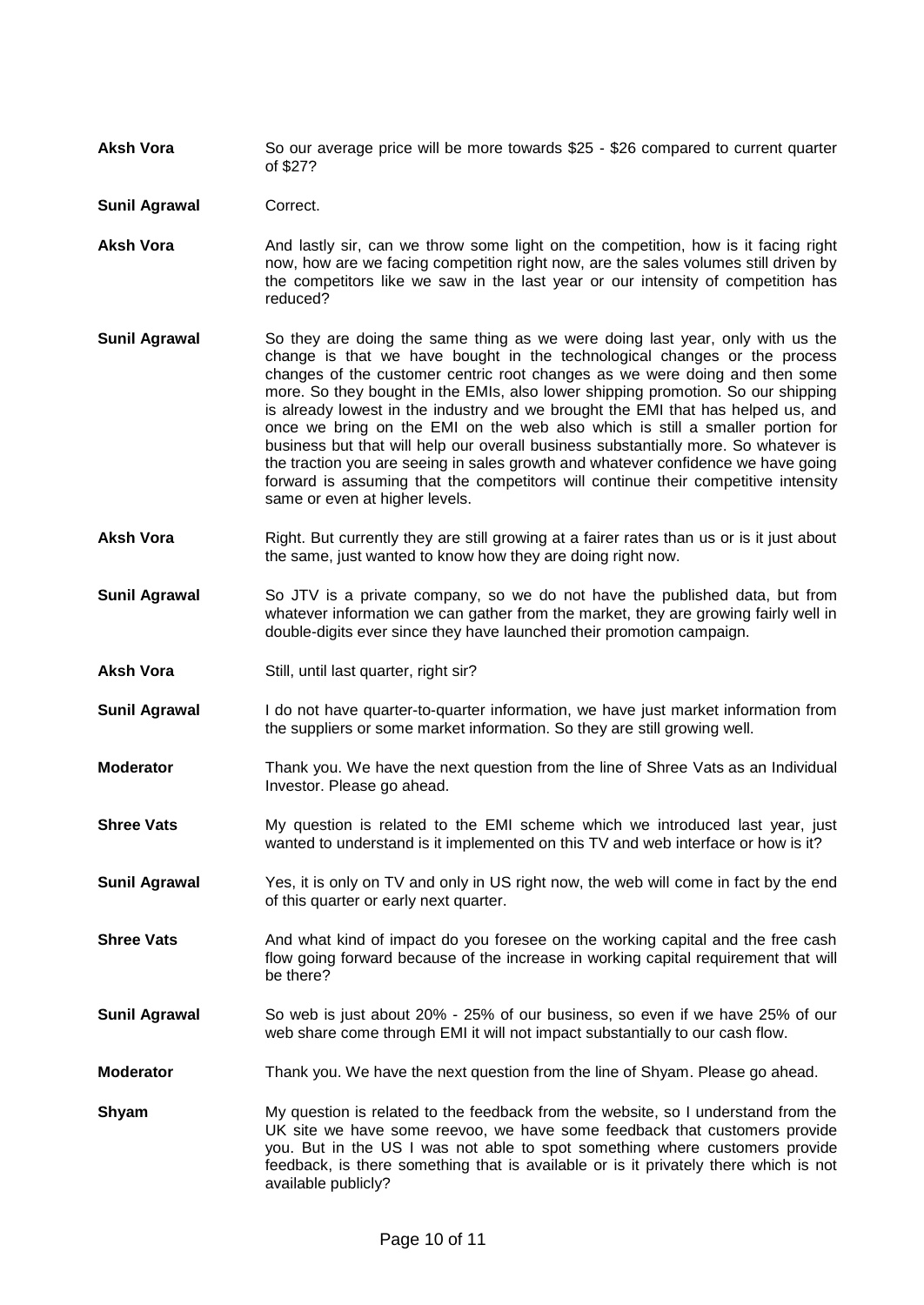**Aksh Vora** So our average price will be more towards $25 - $26 compared to current quarter of $27?

**Sunil Agrawal** Correct.

**Aksh Vora** And lastly sir, can we throw some light on the competition, how is it facing right now, how are we facing competition right now, are the sales volumes still driven by the competitors like we saw in the last year or our intensity of competition has reduced?

**Sunil Agrawal** So they are doing the same thing as we were doing last year, only with us the change is that we have bought in the technological changes or the process changes of the customer centric root changes as we were doing and then some more. So they bought in the EMIs, also lower shipping promotion. So our shipping is already lowest in the industry and we brought the EMI that has helped us, and once we bring on the EMI on the web also which is still a smaller portion for business but that will help our overall business substantially more. So whatever is the traction you are seeing in sales growth and whatever confidence we have going forward is assuming that the competitors will continue their competitive intensity same or even at higher levels.

**Aksh Vora** Right. But currently they are still growing at a fairer rates than us or is it just about the same, just wanted to know how they are doing right now.

**Sunil Agrawal** So JTV is a private company, so we do not have the published data, but from whatever information we can gather from the market, they are growing fairly well in double-digits ever since they have launched their promotion campaign.

**Aksh Vora** Still, until last quarter, right sir?

**Sunil Agrawal** I do not have quarter-to-quarter information, we have just market information from the suppliers or some market information. So they are still growing well.

**Moderator** Thank you. We have the next question from the line of Shree Vats as an Individual Investor. Please go ahead.

**Shree Vats** My question is related to the EMI scheme which we introduced last year, just wanted to understand is it implemented on this TV and web interface or how is it?

**Sunil Agrawal** Yes, it is only on TV and only in US right now, the web will come in fact by the end of this quarter or early next quarter.

**Shree Vats** And what kind of impact do you foresee on the working capital and the free cash flow going forward because of the increase in working capital requirement that will be there?

**Sunil Agrawal** So web is just about 20% - 25% of our business, so even if we have 25% of our web share come through EMI it will not impact substantially to our cash flow.

**Moderator** Thank you. We have the next question from the line of Shyam. Please go ahead.

**Shyam** My question is related to the feedback from the website, so I understand from the UK site we have some reevoo, we have some feedback that customers provide you. But in the US I was not able to spot something where customers provide feedback, is there something that is available or is it privately there which is not available publicly?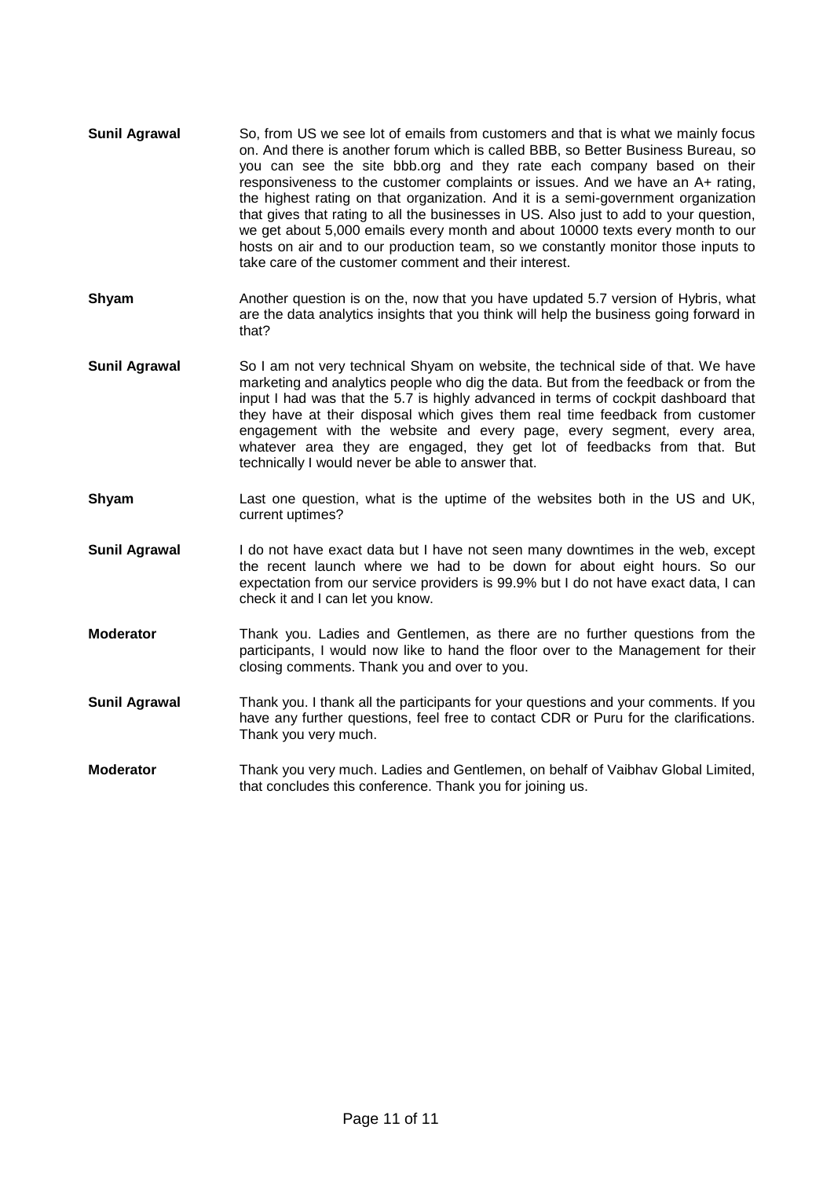**Sunil Agrawal** So, from US we see lot of emails from customers and that is what we mainly focus on. And there is another forum which is called BBB, so Better Business Bureau, so you can see the site bbb.org and they rate each company based on their responsiveness to the customer complaints or issues. And we have an A+ rating, the highest rating on that organization. And it is a semi-government organization that gives that rating to all the businesses in US. Also just to add to your question, we get about 5,000 emails every month and about 10000 texts every month to our hosts on air and to our production team, so we constantly monitor those inputs to take care of the customer comment and their interest.

**Shyam** Another question is on the, now that you have updated 5.7 version of Hybris, what are the data analytics insights that you think will help the business going forward in that?

**Sunil Agrawal** So I am not very technical Shyam on website, the technical side of that. We have marketing and analytics people who dig the data. But from the feedback or from the input I had was that the 5.7 is highly advanced in terms of cockpit dashboard that they have at their disposal which gives them real time feedback from customer engagement with the website and every page, every segment, every area, whatever area they are engaged, they get lot of feedbacks from that. But technically I would never be able to answer that.

**Shyam** Last one question, what is the uptime of the websites both in the US and UK, current uptimes?

**Sunil Agrawal** I do not have exact data but I have not seen many downtimes in the web, except the recent launch where we had to be down for about eight hours. So our expectation from our service providers is 99.9% but I do not have exact data, I can check it and I can let you know.

**Moderator** Thank you. Ladies and Gentlemen, as there are no further questions from the participants, I would now like to hand the floor over to the Management for their closing comments. Thank you and over to you.

**Sunil Agrawal** Thank you. I thank all the participants for your questions and your comments. If you have any further questions, feel free to contact CDR or Puru for the clarifications. Thank you very much.

**Moderator** Thank you very much. Ladies and Gentlemen, on behalf of Vaibhav Global Limited, that concludes this conference. Thank you for joining us.